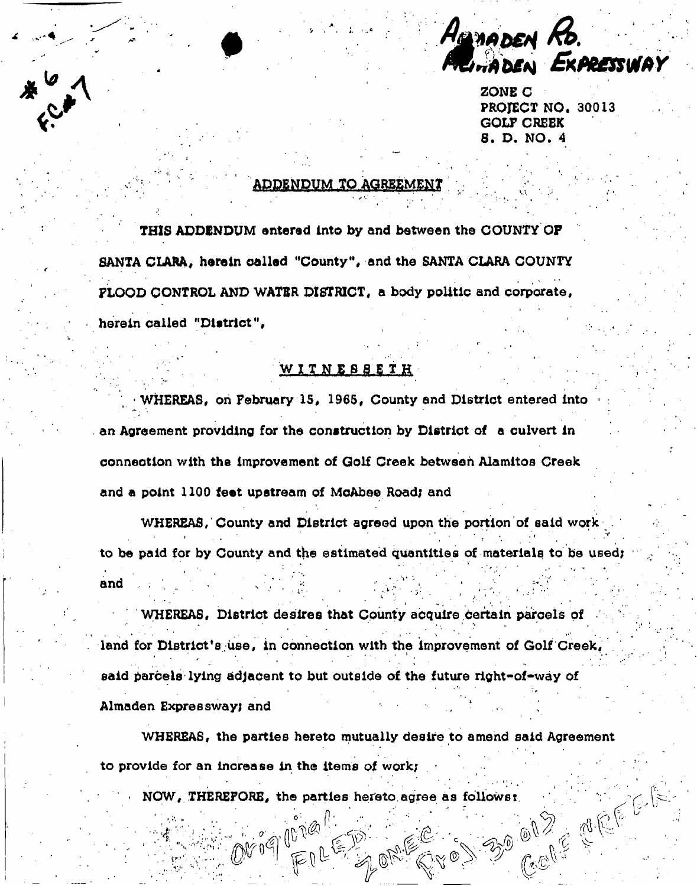ALMADEN RD.
ALMADEN EXPRESSWAY

ZONE C
PROJECT NO. 30013
GOLF CREEK
S. D. NO. 4

#6
FC#1

## ADDENDUM TO AGREEMENT

**THIS ADDENDUM** entered into by and between the COUNTY OF SANTA CLARA, herein called "County", and the SANTA CLARA COUNTY FLOOD CONTROL AND WATER DISTRICT, a body politic and corporate, herein called "District",

## WITNESSETH

WHEREAS, on February 15, 1965, County and District entered into an Agreement providing for the construction by District of a culvert in connection with the improvement of Golf Creek between Alamitos Creek and a point 1100 feet upstream of McAbee Road; and

WHEREAS, County and District agreed upon the portion of said work to be paid for by County and the estimated quantities of materials to be used; and

WHEREAS, District desires that County acquire certain parcels of land for District's use, in connection with the improvement of Golf Creek, said parcels lying adjacent to but outside of the future right-of-way of Almaden Expressway; and

WHEREAS, the parties hereto mutually desire to amend said Agreement to provide for an increase in the items of work;

NOW, THEREFORE, the parties hereto agree as follows:

Original FILED Zone C Proj 30013 Golf Creek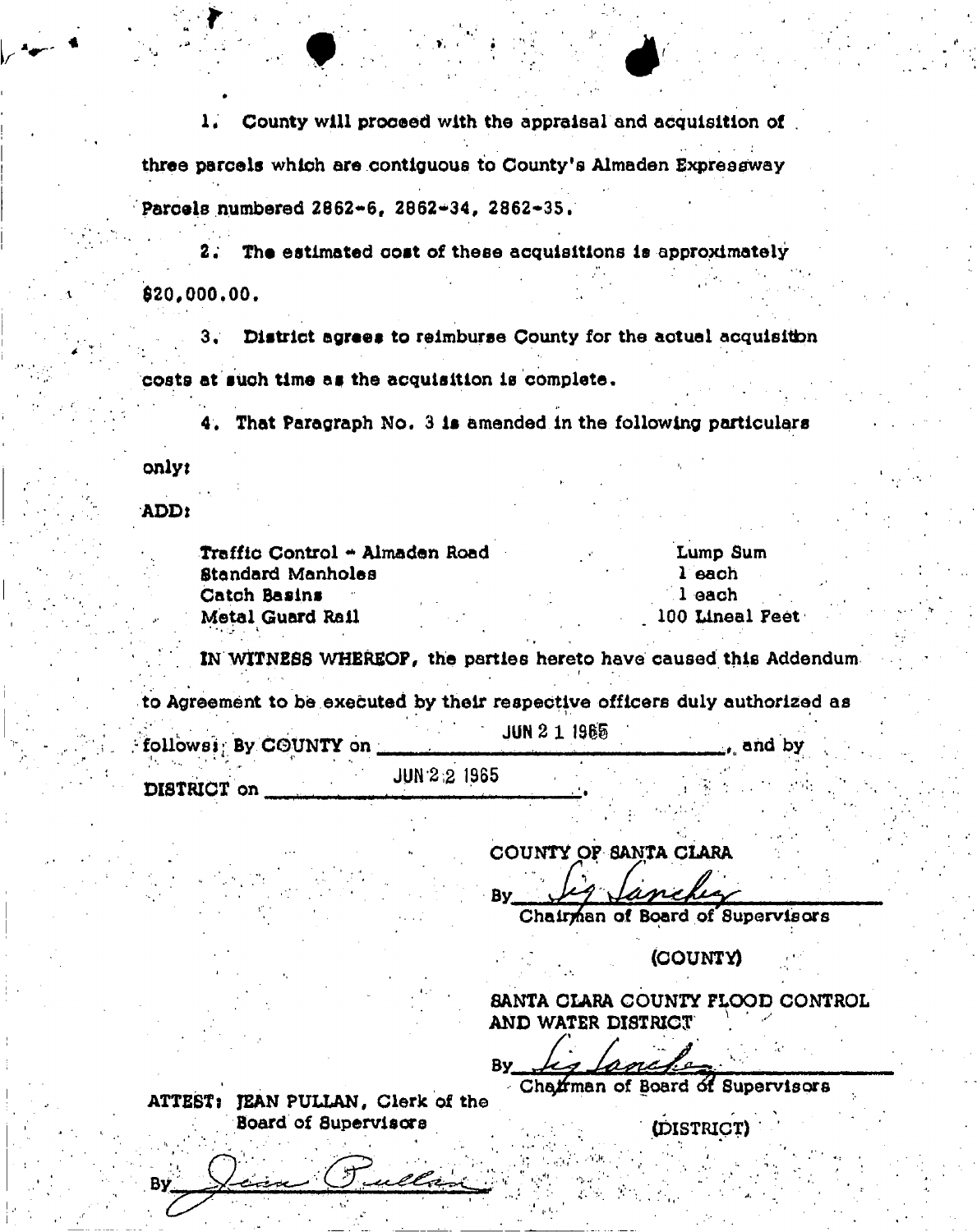1. County will proceed with the appraisal and acquisition of three parcels which are contiguous to County's Almaden Expressway Parcels numbered 2862-6, 2862-34, 2862-35.

2. The estimated cost of these acquisitions is approximately $20,000.00.

3. District agrees to reimburse County for the actual acquisition costs at such time as the acquisition is complete.

4. That Paragraph No. 3 is amended in the following particulars only:

ADD:

| | |
|---|---|
| Traffic Control - Almaden Road | Lump Sum |
| Standard Manholes | 1 each |
| Catch Basins | 1 each |
| Metal Guard Rail | 100 Lineal Feet |

IN WITNESS WHEREOF, the parties hereto have caused this Addendum to Agreement to be executed by their respective officers duly authorized as follows: By COUNTY on JUN 21 1965, and by DISTRICT on JUN 22 1965.

COUNTY OF SANTA CLARA

By *Sig Sanchez*
Chairman of Board of Supervisors

(COUNTY)

SANTA CLARA COUNTY FLOOD CONTROL AND WATER DISTRICT

By *Sig Sanchez*
Chairman of Board of Supervisors

(DISTRICT)

ATTEST: JEAN PULLAN, Clerk of the Board of Supervisors

By *Jean Pullan*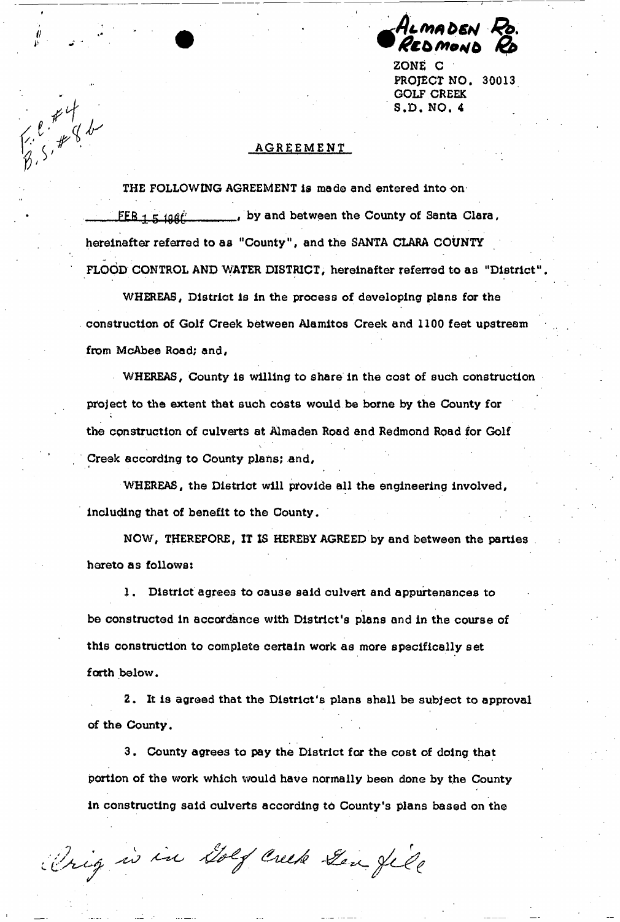ALMADEN RD.
REDMOND RD

ZONE C
PROJECT NO. 30013
GOLF CREEK
S.D. NO. 4

F.C. #4
B.S. #8b

## AGREEMENT

THE FOLLOWING AGREEMENT is made and entered into on FEB 1 5 1966, by and between the County of Santa Clara, hereinafter referred to as "County", and the SANTA CLARA COUNTY FLOOD CONTROL AND WATER DISTRICT, hereinafter referred to as "District".

WHEREAS, District is in the process of developing plans for the construction of Golf Creek between Alamitos Creek and 1100 feet upstream from McAbee Road; and,

WHEREAS, County is willing to share in the cost of such construction project to the extent that such costs would be borne by the County for the construction of culverts at Almaden Road and Redmond Road for Golf Creek according to County plans; and,

WHEREAS, the District will provide all the engineering involved, including that of benefit to the County.

NOW, THEREFORE, IT IS HEREBY AGREED by and between the parties hereto as follows:

1. District agrees to cause said culvert and appurtenances to be constructed in accordance with District's plans and in the course of this construction to complete certain work as more specifically set forth below.

2. It is agreed that the District's plans shall be subject to approval of the County.

3. County agrees to pay the District for the cost of doing that portion of the work which would have normally been done by the County in constructing said culverts according to County's plans based on the

Orig is in Golf Creek Gen File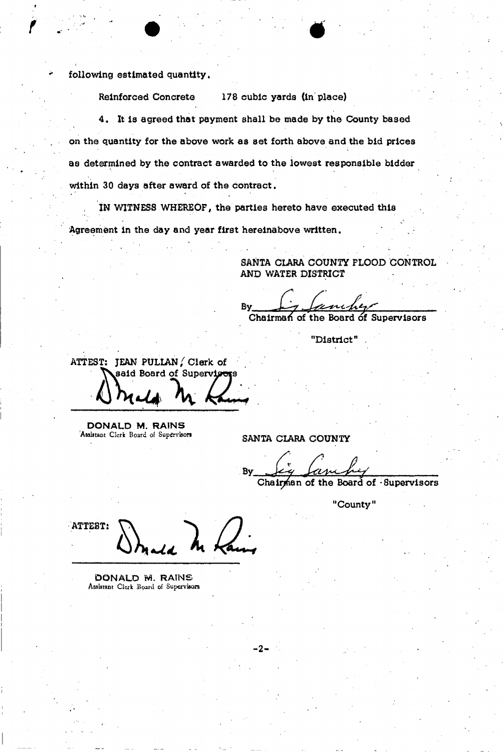following estimated quantity.

Reinforced Concrete 178 cubic yards (in place)

4. It is agreed that payment shall be made by the County based on the quantity for the above work as set forth above and the bid prices as determined by the contract awarded to the lowest responsible bidder within 30 days after award of the contract.

IN WITNESS WHEREOF, the parties hereto have executed this Agreement in the day and year first hereinabove written.

SANTA CLARA COUNTY FLOOD CONTROL AND WATER DISTRICT

By Sig Sanchez
Chairman of the Board of Supervisors

"District"

ATTEST: JEAN PULLAN, Clerk of said Board of Supervisors

Donald M. Rains

DONALD M. RAINS
Assistant Clerk Board of Supervisors

SANTA CLARA COUNTY

By Sig Sanchez
Chairman of the Board of Supervisors

"County"

ATTEST: Donald M. Rains

DONALD M. RAINS
Assistant Clerk Board of Supervisors